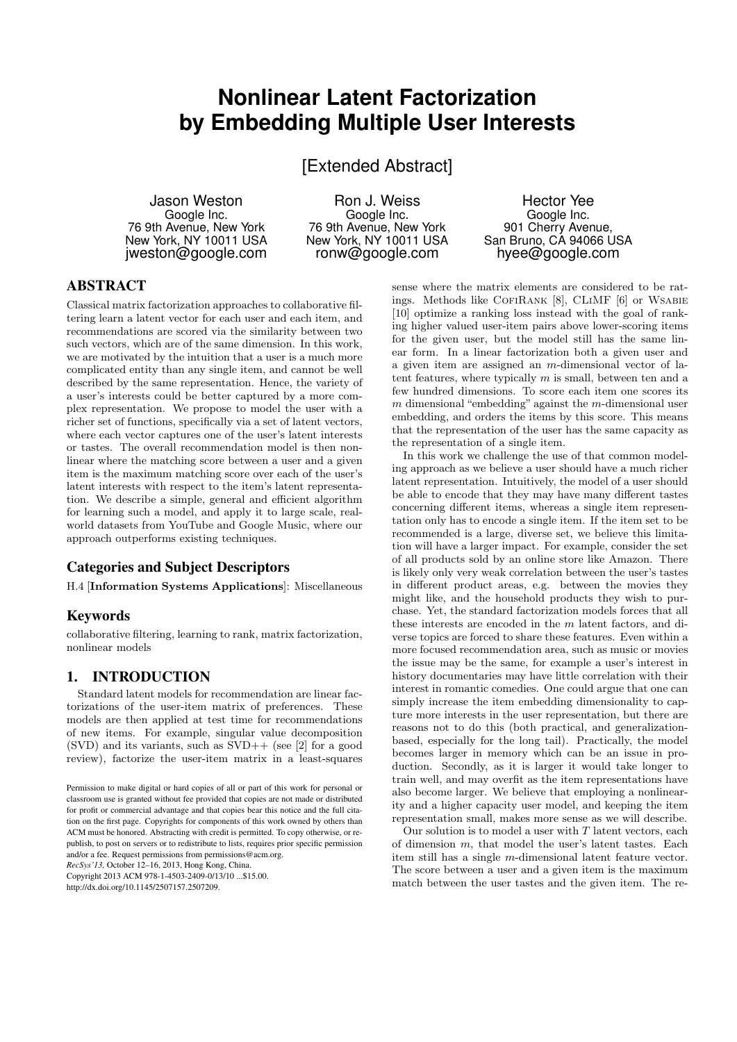# Nonlinear Latent Factorization by Embedding Multiple User Interests

[Extended Abstract]

Jason Weston
Google Inc.
76 9th Avenue, New York
New York, NY 10011 USA
jweston@google.com

Ron J. Weiss
Google Inc.
76 9th Avenue, New York
New York, NY 10011 USA
ronw@google.com

Hector Yee
Google Inc.
901 Cherry Avenue,
San Bruno, CA 94066 USA
hyee@google.com

## ABSTRACT

Classical matrix factorization approaches to collaborative filtering learn a latent vector for each user and each item, and recommendations are scored via the similarity between two such vectors, which are of the same dimension. In this work, we are motivated by the intuition that a user is a much more complicated entity than any single item, and cannot be well described by the same representation. Hence, the variety of a user's interests could be better captured by a more complex representation. We propose to model the user with a richer set of functions, specifically via a set of latent vectors, where each vector captures one of the user's latent interests or tastes. The overall recommendation model is then nonlinear where the matching score between a user and a given item is the maximum matching score over each of the user's latent interests with respect to the item's latent representation. We describe a simple, general and efficient algorithm for learning such a model, and apply it to large scale, real-world datasets from YouTube and Google Music, where our approach outperforms existing techniques.

### Categories and Subject Descriptors

H.4 [**Information Systems Applications**]: Miscellaneous

### Keywords

collaborative filtering, learning to rank, matrix factorization, nonlinear models

## 1. INTRODUCTION

Standard latent models for recommendation are linear factorizations of the user-item matrix of preferences. These models are then applied at test time for recommendations of new items. For example, singular value decomposition (SVD) and its variants, such as SVD++ (see [2] for a good review), factorize the user-item matrix in a least-squares sense where the matrix elements are considered to be ratings. Methods like CofiRank [8], CLiMF [6] or Wsabie [10] optimize a ranking loss instead with the goal of ranking higher valued user-item pairs above lower-scoring items for the given user, but the model still has the same linear form. In a linear factorization both a given user and a given item are assigned an $m$-dimensional vector of latent features, where typically $m$ is small, between ten and a few hundred dimensions. To score each item one scores its $m$ dimensional "embedding" against the $m$-dimensional user embedding, and orders the items by this score. This means that the representation of the user has the same capacity as the representation of a single item.

In this work we challenge the use of that common modeling approach as we believe a user should have a much richer latent representation. Intuitively, the model of a user should be able to encode that they may have many different tastes concerning different items, whereas a single item representation only has to encode a single item. If the item set to be recommended is a large, diverse set, we believe this limitation will have a larger impact. For example, consider the set of all products sold by an online store like Amazon. There is likely only very weak correlation between the user's tastes in different product areas, e.g. between the movies they might like, and the household products they wish to purchase. Yet, the standard factorization models forces that all these interests are encoded in the $m$ latent factors, and diverse topics are forced to share these features. Even within a more focused recommendation area, such as music or movies the issue may be the same, for example a user's interest in history documentaries may have little correlation with their interest in romantic comedies. One could argue that one can simply increase the item embedding dimensionality to capture more interests in the user representation, but there are reasons not to do this (both practical, and generalization-based, especially for the long tail). Practically, the model becomes larger in memory which can be an issue in production. Secondly, as it is larger it would take longer to train well, and may overfit as the item representations have also become larger. We believe that employing a nonlinearity and a higher capacity user model, and keeping the item representation small, makes more sense as we will describe.

Our solution is to model a user with $T$ latent vectors, each of dimension $m$, that model the user's latent tastes. Each item still has a single $m$-dimensional latent feature vector. The score between a user and a given item is the maximum match between the user tastes and the given item. The re-

Permission to make digital or hard copies of all or part of this work for personal or classroom use is granted without fee provided that copies are not made or distributed for profit or commercial advantage and that copies bear this notice and the full citation on the first page. Copyrights for components of this work owned by others than ACM must be honored. Abstracting with credit is permitted. To copy otherwise, or republish, to post on servers or to redistribute to lists, requires prior specific permission and/or a fee. Request permissions from permissions@acm.org.
*RecSys'13,* October 12–16, 2013, Hong Kong, China.
Copyright 2013 ACM 978-1-4503-2409-0/13/10 ...$15.00.
http://dx.doi.org/10.1145/2507157.2507209.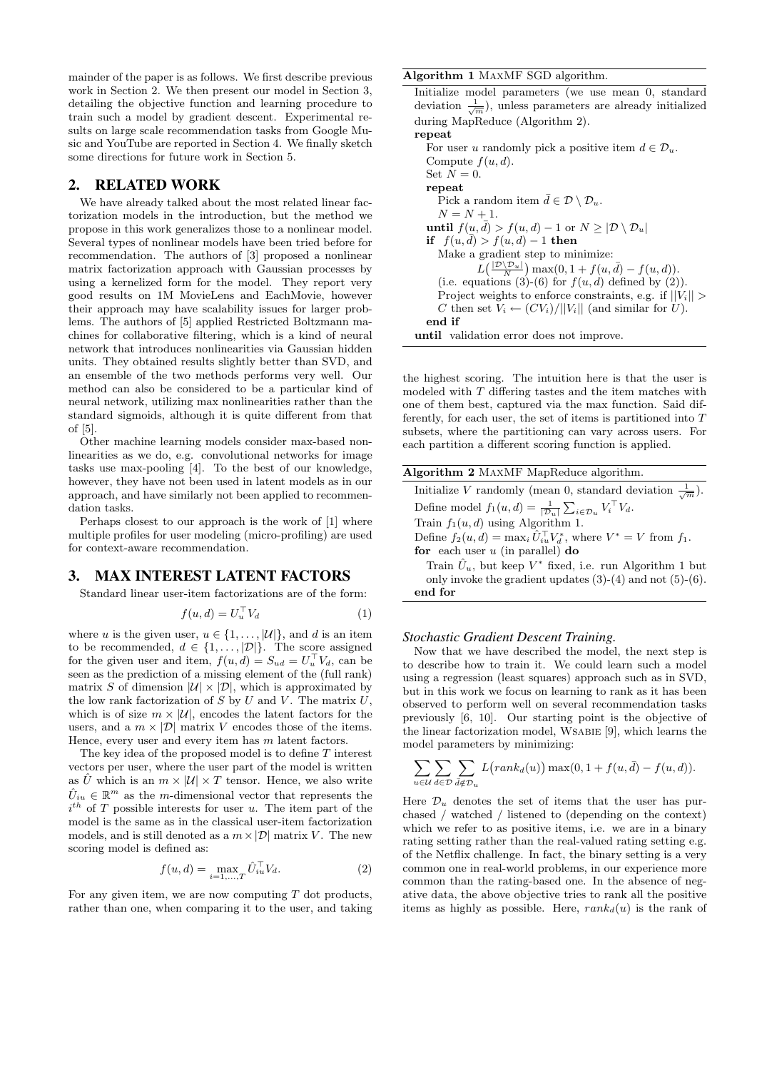mainder of the paper is as follows. We first describe previous work in Section 2. We then present our model in Section 3, detailing the objective function and learning procedure to train such a model by gradient descent. Experimental results on large scale recommendation tasks from Google Music and YouTube are reported in Section 4. We finally sketch some directions for future work in Section 5.

## 2. RELATED WORK

We have already talked about the most related linear factorization models in the introduction, but the method we propose in this work generalizes those to a nonlinear model. Several types of nonlinear models have been tried before for recommendation. The authors of [3] proposed a nonlinear matrix factorization approach with Gaussian processes by using a kernelized form for the model. They report very good results on 1M MovieLens and EachMovie, however their approach may have scalability issues for larger problems. The authors of [5] applied Restricted Boltzmann machines for collaborative filtering, which is a kind of neural network that introduces nonlinearities via Gaussian hidden units. They obtained results slightly better than SVD, and an ensemble of the two methods performs very well. Our method can also be considered to be a particular kind of neural network, utilizing max nonlinearities rather than the standard sigmoids, although it is quite different from that of [5].

Other machine learning models consider max-based nonlinearities as we do, e.g. convolutional networks for image tasks use max-pooling [4]. To the best of our knowledge, however, they have not been used in latent models as in our approach, and have similarly not been applied to recommendation tasks.

Perhaps closest to our approach is the work of [1] where multiple profiles for user modeling (micro-profiling) are used for context-aware recommendation.

## 3. MAX INTEREST LATENT FACTORS

Standard linear user-item factorizations are of the form:

$$f(u,d) = U_u^\top V_d \tag{1}$$

where $u$ is the given user, $u \in \{1, \ldots, |\mathcal{U}|\}$, and $d$ is an item to be recommended, $d \in \{1, \ldots, |\mathcal{D}|\}$. The score assigned for the given user and item, $f(u,d) = S_{ud} = U_u^\top V_d$, can be seen as the prediction of a missing element of the (full rank) matrix $S$ of dimension $|\mathcal{U}| \times |\mathcal{D}|$, which is approximated by the low rank factorization of $S$ by $U$ and $V$. The matrix $U$, which is of size $m \times |\mathcal{U}|$, encodes the latent factors for the users, and a $m \times |\mathcal{D}|$ matrix $V$ encodes those of the items. Hence, every user and every item has $m$ latent factors.

The key idea of the proposed model is to define $T$ interest vectors per user, where the user part of the model is written as $\hat{U}$ which is an $m \times |\mathcal{U}| \times T$ tensor. Hence, we also write $\hat{U}_{iu} \in \mathbb{R}^m$ as the $m$-dimensional vector that represents the $i^{th}$ of $T$ possible interests for user $u$. The item part of the model is the same as in the classical user-item factorization models, and is still denoted as a $m \times |\mathcal{D}|$ matrix $V$. The new scoring model is defined as:

$$f(u,d) = \max_{i=1,\ldots,T} \hat{U}_{iu}^\top V_d. \tag{2}$$

For any given item, we are now computing $T$ dot products, rather than one, when comparing it to the user, and taking the highest scoring. The intuition here is that the user is modeled with $T$ differing tastes and the item matches with one of them best, captured via the max function. Said differently, for each user, the set of items is partitioned into $T$ subsets, where the partitioning can vary across users. For each partition a different scoring function is applied.

**Algorithm 1** MaxMF SGD algorithm.

```
Initialize model parameters (we use mean 0, standard
deviation 1/√m), unless parameters are already initialized
during MapReduce (Algorithm 2).
repeat
   For user u randomly pick a positive item d ∈ D_u.
   Compute f(u, d).
   Set N = 0.
   repeat
      Pick a random item d̄ ∈ D \ D_u.
      N = N + 1.
   until f(u, d̄) > f(u, d) − 1 or N ≥ |D \ D_u|
   if f(u, d̄) > f(u, d) − 1 then
      Make a gradient step to minimize:
         L(|D\D_u| / N) max(0, 1 + f(u, d̄) − f(u, d)).
      (i.e. equations (3)-(6) for f(u, d) defined by (2)).
      Project weights to enforce constraints, e.g. if ||V_i|| >
      C then set V_i ← (C V_i)/||V_i|| (and similar for U).
   end if
until validation error does not improve.
```

**Algorithm 2** MaxMF MapReduce algorithm.

```
Initialize V randomly (mean 0, standard deviation 1/√m).
Define model f_1(u, d) = (1/|D_u|) Σ_{i∈D_u} V_i^T V_d.
Train f_1(u, d) using Algorithm 1.
Define f_2(u, d) = max_i Û_iu^T V*_d, where V* = V from f_1.
for each user u (in parallel) do
   Train Û_u, but keep V* fixed, i.e. run Algorithm 1 but
   only invoke the gradient updates (3)-(4) and not (5)-(6).
end for
```

### *Stochastic Gradient Descent Training.*

Now that we have described the model, the next step is to describe how to train it. We could learn such a model using a regression (least squares) approach such as in SVD, but in this work we focus on learning to rank as it has been observed to perform well on several recommendation tasks previously [6, 10]. Our starting point is the objective of the linear factorization model, Wsabie [9], which learns the model parameters by minimizing:

$$\sum_{u \in \mathcal{U}} \sum_{d \in \mathcal{D}} \sum_{\bar{d} \notin \mathcal{D}_u} L\big(rank_d(u)\big) \max(0, 1 + f(u,\bar{d}) - f(u,d)).$$

Here $\mathcal{D}_u$ denotes the set of items that the user has purchased / watched / listened to (depending on the context) which we refer to as positive items, i.e. we are in a binary rating setting rather than the real-valued rating setting e.g. of the Netflix challenge. In fact, the binary setting is a very common one in real-world problems, in our experience more common than the rating-based one. In the absence of negative data, the above objective tries to rank all the positive items as highly as possible. Here, $rank_d(u)$ is the rank of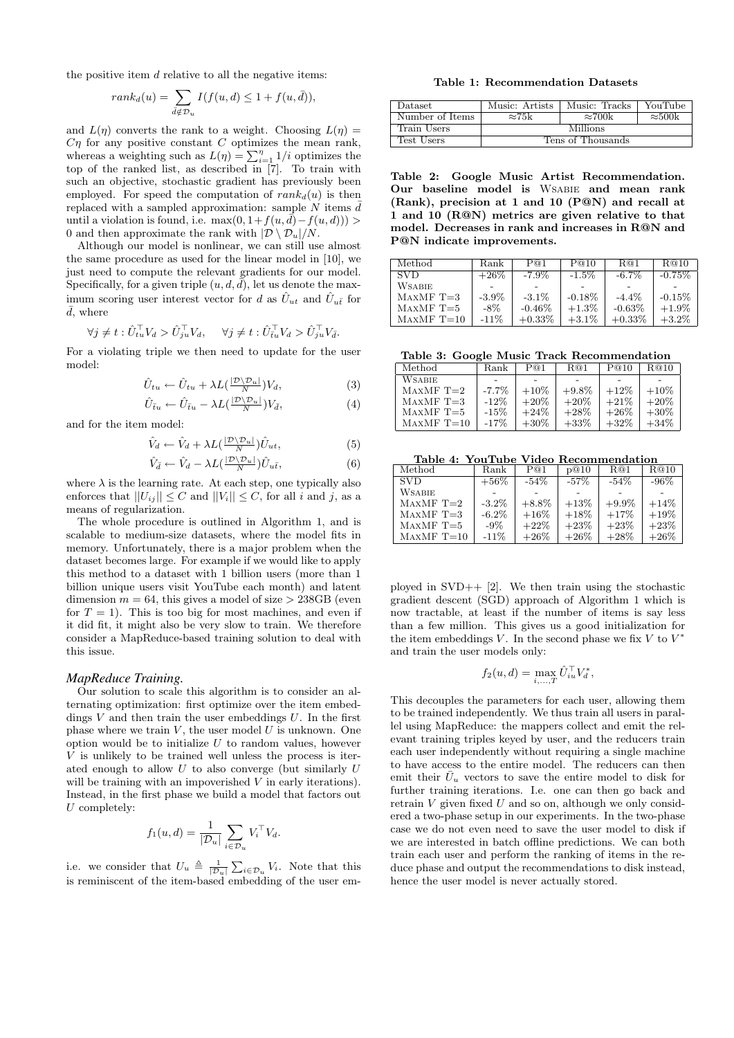the positive item $d$ relative to all the negative items:

$$rank_d(u) = \sum_{\bar{d} \notin \mathcal{D}_u} I(f(u,d) \leq 1 + f(u,\bar{d})),$$

and $L(\eta)$ converts the rank to a weight. Choosing $L(\eta) = C\eta$ for any positive constant $C$ optimizes the mean rank, whereas a weighting such as $L(\eta) = \sum_{i=1}^{\eta} 1/i$ optimizes the top of the ranked list, as described in [7]. To train with such an objective, stochastic gradient has previously been employed. For speed the computation of $rank_d(u)$ is then replaced with a sampled approximation: sample $N$ items $\bar{d}$ until a violation is found, i.e. $\max(0, 1 + f(u,\bar{d}) - f(u,d))) > 0$ and then approximate the rank with $|\mathcal{D} \setminus \mathcal{D}_u|/N$.

Although our model is nonlinear, we can still use almost the same procedure as used for the linear model in [10], we just need to compute the relevant gradients for our model. Specifically, for a given triple $(u, d, \bar{d})$, let us denote the maximum scoring user interest vector for $d$ as $\hat{U}_{ut}$ and $\hat{U}_{u\bar{t}}$ for $\bar{d}$, where

$$\forall j \neq t : \hat{U}_{tu}^\top V_d > \hat{U}_{ju}^\top V_d, \quad \forall j \neq t : \hat{U}_{\bar{t}u}^\top V_{\bar{d}} > \hat{U}_{ju}^\top V_{\bar{d}}.$$

For a violating triple we then need to update for the user model:

$$\hat{U}_{tu} \leftarrow \hat{U}_{tu} + \lambda L(\tfrac{|\mathcal{D} \setminus \mathcal{D}_u|}{N}) V_d, \tag{3}$$

$$\hat{U}_{\bar{t}u} \leftarrow \hat{U}_{\bar{t}u} - \lambda L(\tfrac{|\mathcal{D} \setminus \mathcal{D}_u|}{N}) V_{\bar{d}}, \tag{4}$$

and for the item model:

$$\hat{V}_d \leftarrow \hat{V}_d + \lambda L(\tfrac{|\mathcal{D} \setminus \mathcal{D}_u|}{N}) \hat{U}_{ut}, \tag{5}$$

$$\hat{V}_{\bar{d}} \leftarrow \hat{V}_{\bar{d}} - \lambda L(\tfrac{|\mathcal{D} \setminus \mathcal{D}_u|}{N}) \hat{U}_{u\bar{t}}, \tag{6}$$

where $\lambda$ is the learning rate. At each step, one typically also enforces that $||U_{ij}|| \leq C$ and $||V_i|| \leq C$, for all $i$ and $j$, as a means of regularization.

The whole procedure is outlined in Algorithm 1, and is scalable to medium-size datasets, where the model fits in memory. Unfortunately, there is a major problem when the dataset becomes large. For example if we would like to apply this method to a dataset with 1 billion users (more than 1 billion unique users visit YouTube each month) and latent dimension $m = 64$, this gives a model of size $> 238$GB (even for $T = 1$). This is too big for most machines, and even if it did fit, it might also be very slow to train. We therefore consider a MapReduce-based training solution to deal with this issue.

### *MapReduce Training.*

Our solution to scale this algorithm is to consider an alternating optimization: first optimize over the item embeddings $V$ and then train the user embeddings $U$. In the first phase where we train $V$, the user model $U$ is unknown. One option would be to initialize $U$ to random values, however $V$ is unlikely to be trained well unless the process is iterated enough to allow $U$ to also converge (but similarly $U$ will be training with an impoverished $V$ in early iterations). Instead, in the first phase we build a model that factors out $U$ completely:

$$f_1(u,d) = \frac{1}{|\mathcal{D}_u|} \sum_{i \in \mathcal{D}_u} V_i^\top V_d.$$

i.e. we consider that $U_u \triangleq \frac{1}{|\mathcal{D}_u|} \sum_{i \in \mathcal{D}_u} V_i$. Note that this is reminiscent of the item-based embedding of the user employed in SVD++ [2]. We then train using the stochastic gradient descent (SGD) approach of Algorithm 1 which is now tractable, at least if the number of items is say less than a few million. This gives us a good initialization for the item embeddings $V$. In the second phase we fix $V$ to $V^*$ and train the user models only:

$$f_2(u,d) = \max_{i,\ldots,T} \hat{U}_{iu}^\top V_d^*,$$

This decouples the parameters for each user, allowing them to be trained independently. We thus train all users in parallel using MapReduce: the mappers collect and emit the relevant training triples keyed by user, and the reducers train each user independently without requiring a single machine to have access to the entire model. The reducers can then emit their $\bar{U}_u$ vectors to save the entire model to disk for further training iterations. I.e. one can then go back and retrain $V$ given fixed $U$ and so on, although we only considered a two-phase setup in our experiments. In the two-phase case we do not even need to save the user model to disk if we are interested in batch offline predictions. We can both train each user and perform the ranking of items in the reduce phase and output the recommendations to disk instead, hence the user model is never actually stored.

**Table 1: Recommendation Datasets**

| Dataset | Music: Artists | Music: Tracks | YouTube |
|---|---|---|---|
| Number of Items | ≈75k | ≈700k | ≈500k |
| Train Users | Millions | | |
| Test Users | Tens of Thousands | | |

**Table 2: Google Music Artist Recommendation. Our baseline model is WSABIE and mean rank (Rank), precision at 1 and 10 (P@N) and recall at 1 and 10 (R@N) metrics are given relative to that model. Decreases in rank and increases in R@N and P@N indicate improvements.**

| Method | Rank | P@1 | P@10 | R@1 | R@10 |
|---|---|---|---|---|---|
| SVD | +26% | -7.9% | -1.5% | -6.7% | -0.75% |
| WSABIE | - | - | - | - | - |
| MAXMF T=3 | -3.9% | -3.1% | -0.18% | -4.4% | -0.15% |
| MAXMF T=5 | -8% | -0.46% | +1.3% | -0.63% | +1.9% |
| MAXMF T=10 | -11% | +0.33% | +3.1% | +0.33% | +3.2% |

**Table 3: Google Music Track Recommendation**

| Method | Rank | P@1 | R@1 | P@10 | R@10 |
|---|---|---|---|---|---|
| WSABIE | - | - | - | - | - |
| MAXMF T=2 | -7.7% | +10% | +9.8% | +12% | +10% |
| MAXMF T=3 | -12% | +20% | +20% | +21% | +20% |
| MAXMF T=5 | -15% | +24% | +28% | +26% | +30% |
| MAXMF T=10 | -17% | +30% | +33% | +32% | +34% |

**Table 4: YouTube Video Recommendation**

| Method | Rank | P@1 | p@10 | R@1 | R@10 |
|---|---|---|---|---|---|
| SVD | +56% | -54% | -57% | -54% | -96% |
| WSABIE | - | - | - | - | - |
| MAXMF T=2 | -3.2% | +8.8% | +13% | +9.9% | +14% |
| MAXMF T=3 | -6.2% | +16% | +18% | +17% | +19% |
| MAXMF T=5 | -9% | +22% | +23% | +23% | +23% |
| MAXMF T=10 | -11% | +26% | +26% | +28% | +26% |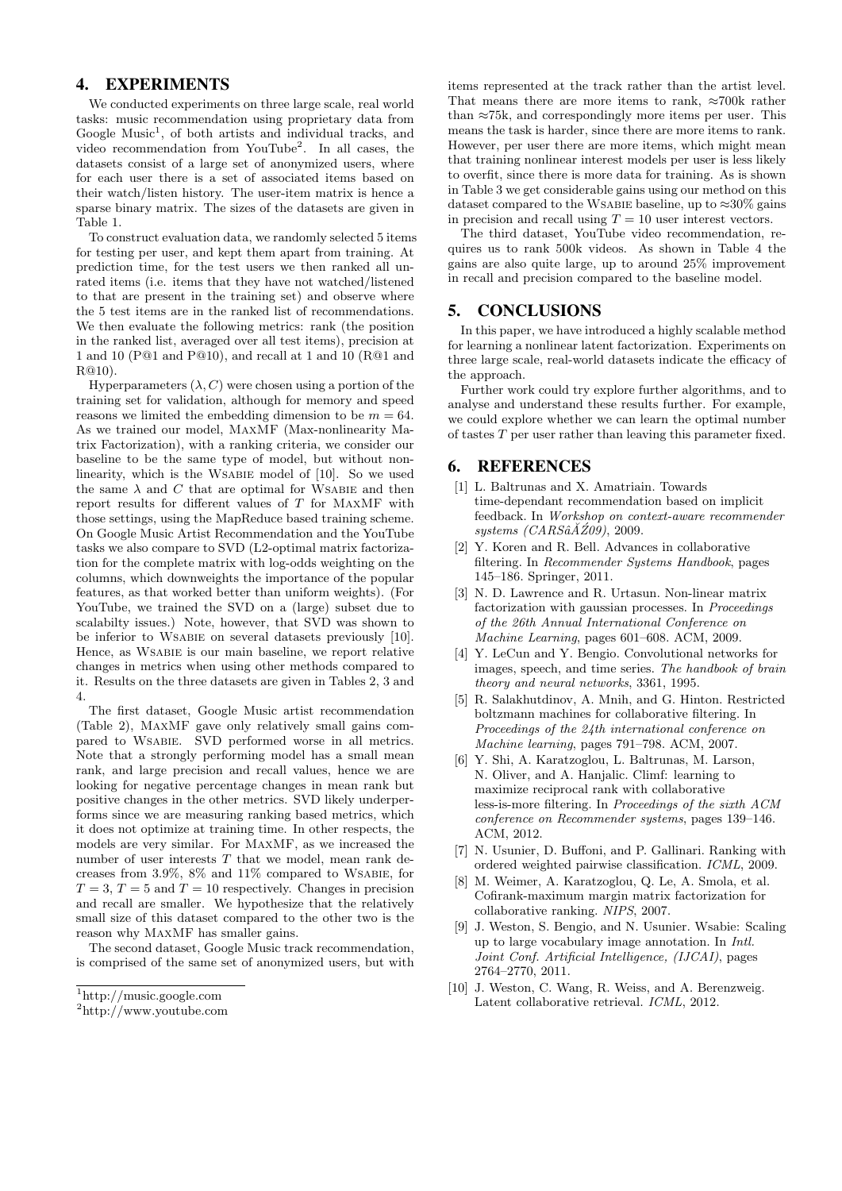## 4. EXPERIMENTS

We conducted experiments on three large scale, real world tasks: music recommendation using proprietary data from Google Music[1], of both artists and individual tracks, and video recommendation from YouTube[2]. In all cases, the datasets consist of a large set of anonymized users, where for each user there is a set of associated items based on their watch/listen history. The user-item matrix is hence a sparse binary matrix. The sizes of the datasets are given in Table 1.

To construct evaluation data, we randomly selected 5 items for testing per user, and kept them apart from training. At prediction time, for the test users we then ranked all unrated items (i.e. items that they have not watched/listened to that are present in the training set) and observe where the 5 test items are in the ranked list of recommendations. We then evaluate the following metrics: rank (the position in the ranked list, averaged over all test items), precision at 1 and 10 (P@1 and P@10), and recall at 1 and 10 (R@1 and R@10).

Hyperparameters $(\lambda, C)$ were chosen using a portion of the training set for validation, although for memory and speed reasons we limited the embedding dimension to be $m = 64$. As we trained our model, MaxMF (Max-nonlinearity Matrix Factorization), with a ranking criteria, we consider our baseline to be the same type of model, but without nonlinearity, which is the Wsabie model of [10]. So we used the same $\lambda$ and $C$ that are optimal for Wsabie and then report results for different values of $T$ for MaxMF with those settings, using the MapReduce based training scheme. On Google Music Artist Recommendation and the YouTube tasks we also compare to SVD (L2-optimal matrix factorization for the complete matrix with log-odds weighting on the columns, which downweights the importance of the popular features, as that worked better than uniform weights). (For YouTube, we trained the SVD on a (large) subset due to scalabilty issues.) Note, however, that SVD was shown to be inferior to Wsabie on several datasets previously [10]. Hence, as Wsabie is our main baseline, we report relative changes in metrics when using other methods compared to it. Results on the three datasets are given in Tables 2, 3 and 4.

The first dataset, Google Music artist recommendation (Table 2), MaxMF gave only relatively small gains compared to Wsabie. SVD performed worse in all metrics. Note that a strongly performing model has a small mean rank, and large precision and recall values, hence we are looking for negative percentage changes in mean rank but positive changes in the other metrics. SVD likely underperforms since we are measuring ranking based metrics, which it does not optimize at training time. In other respects, the models are very similar. For MaxMF, as we increased the number of user interests $T$ that we model, mean rank decreases from 3.9%, 8% and 11% compared to Wsabie, for $T = 3$, $T = 5$ and $T = 10$ respectively. Changes in precision and recall are smaller. We hypothesize that the relatively small size of this dataset compared to the other two is the reason why MaxMF has smaller gains.

The second dataset, Google Music track recommendation, is comprised of the same set of anonymized users, but with items represented at the track rather than the artist level. That means there are more items to rank, ≈700k rather than ≈75k, and correspondingly more items per user. This means the task is harder, since there are more items to rank. However, per user there are more items, which might mean that training nonlinear interest models per user is less likely to overfit, since there is more data for training. As is shown in Table 3 we get considerable gains using our method on this dataset compared to the Wsabie baseline, up to ≈30% gains in precision and recall using $T = 10$ user interest vectors.

The third dataset, YouTube video recommendation, requires us to rank 500k videos. As shown in Table 4 the gains are also quite large, up to around 25% improvement in recall and precision compared to the baseline model.

## 5. CONCLUSIONS

In this paper, we have introduced a highly scalable method for learning a nonlinear latent factorization. Experiments on three large scale, real-world datasets indicate the efficacy of the approach.

Further work could try explore further algorithms, and to analyse and understand these results further. For example, we could explore whether we can learn the optimal number of tastes $T$ per user rather than leaving this parameter fixed.

## 6. REFERENCES

[1] L. Baltrunas and X. Amatriain. Towards time-dependant recommendation based on implicit feedback. In *Workshop on context-aware recommender systems (CARSâĂŹ09)*, 2009.

[2] Y. Koren and R. Bell. Advances in collaborative filtering. In *Recommender Systems Handbook*, pages 145–186. Springer, 2011.

[3] N. D. Lawrence and R. Urtasun. Non-linear matrix factorization with gaussian processes. In *Proceedings of the 26th Annual International Conference on Machine Learning*, pages 601–608. ACM, 2009.

[4] Y. LeCun and Y. Bengio. Convolutional networks for images, speech, and time series. *The handbook of brain theory and neural networks*, 3361, 1995.

[5] R. Salakhutdinov, A. Mnih, and G. Hinton. Restricted boltzmann machines for collaborative filtering. In *Proceedings of the 24th international conference on Machine learning*, pages 791–798. ACM, 2007.

[6] Y. Shi, A. Karatzoglou, L. Baltrunas, M. Larson, N. Oliver, and A. Hanjalic. Climf: learning to maximize reciprocal rank with collaborative less-is-more filtering. In *Proceedings of the sixth ACM conference on Recommender systems*, pages 139–146. ACM, 2012.

[7] N. Usunier, D. Buffoni, and P. Gallinari. Ranking with ordered weighted pairwise classification. *ICML*, 2009.

[8] M. Weimer, A. Karatzoglou, Q. Le, A. Smola, et al. Cofirank-maximum margin matrix factorization for collaborative ranking. *NIPS*, 2007.

[9] J. Weston, S. Bengio, and N. Usunier. Wsabie: Scaling up to large vocabulary image annotation. In *Intl. Joint Conf. Artificial Intelligence, (IJCAI)*, pages 2764–2770, 2011.

[10] J. Weston, C. Wang, R. Weiss, and A. Berenzweig. Latent collaborative retrieval. *ICML*, 2012.

[1] http://music.google.com

[2] http://www.youtube.com